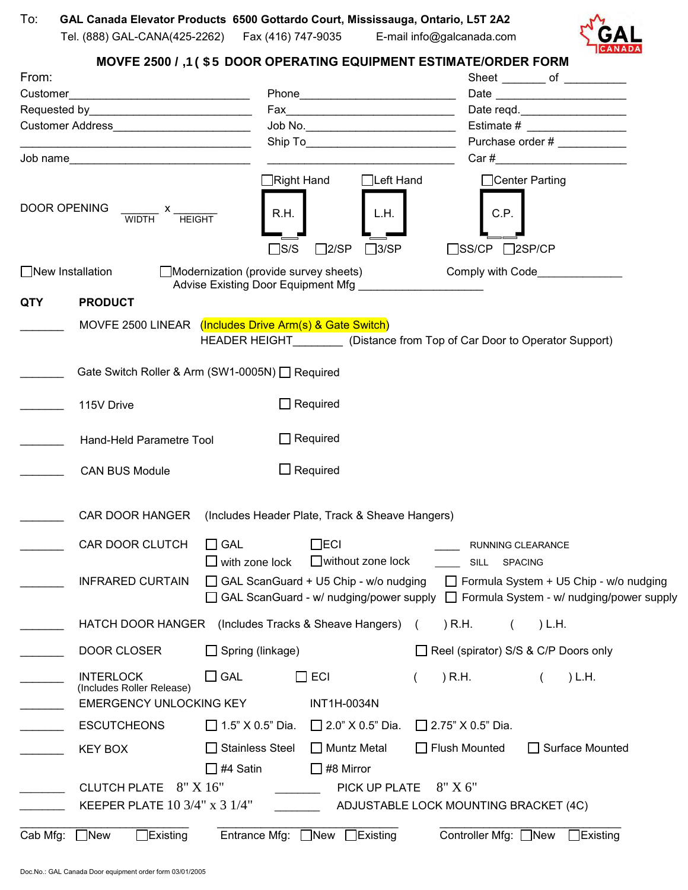To: **GAL Canada Elevator Products 6500 Gottardo Court, Mississauga, Ontario, L5T 2A2**
Tel. (888) GAL-CANA(425-2262) Fax (416) 747-9035 E-mail info@galcanada.com

GAL CANADA

## MOVFE 2500 / ,1 ( $5 DOOR OPERATING EQUIPMENT ESTIMATE/ORDER FORM

From:

| | | |
|---|---|---|
| Customer________________________ | Phone________________________ | Sheet _______ of __________ |
| Requested by________________________ | Fax________________________ | Date ____________________ |
| Customer Address________________________ | Job No.________________________ | Date reqd.________________ |
| ________________________ | Ship To________________________ | Estimate # ________________ |
| Job name________________________ | ________________________ | Purchase order # ___________ |
| | | Car #____________________ |

DOOR OPENING _______ x _______
WIDTH HEIGHT

☐Right Hand (R.H.) ☐Left Hand (L.H.) ☐Center Parting (C.P.)

☐S/S ☐2/SP ☐3/SP ☐SS/CP ☐2SP/CP

☐New Installation ☐Modernization (provide survey sheets) Comply with Code______________
Advise Existing Door Equipment Mfg ____________________

| QTY | PRODUCT | | | |
|---|---|---|---|---|
| _______ | MOVFE 2500 LINEAR | (Includes Drive Arm(s) & Gate Switch) HEADER HEIGHT________ (Distance from Top of Car Door to Operator Support) | | |
| _______ | Gate Switch Roller & Arm (SW1-0005N) | ☐ Required | | |
| _______ | 115V Drive | ☐ Required | | |
| _______ | Hand-Held Parametre Tool | ☐ Required | | |
| _______ | CAN BUS Module | ☐ Required | | |
| _______ | CAR DOOR HANGER | (Includes Header Plate, Track & Sheave Hangers) | | |
| _______ | CAR DOOR CLUTCH | ☐ GAL ☐ with zone lock | ☐ECI ☐without zone lock | ____ RUNNING CLEARANCE ____ SILL SPACING |
| _______ | INFRARED CURTAIN | ☐ GAL ScanGuard + U5 Chip - w/o nudging ☐ GAL ScanGuard - w/ nudging/power supply | ☐ Formula System + U5 Chip - w/o nudging ☐ Formula System - w/ nudging/power supply | |
| _______ | HATCH DOOR HANGER | (Includes Tracks & Sheave Hangers) | ( ) R.H. | ( ) L.H. |
| _______ | DOOR CLOSER | ☐ Spring (linkage) | ☐ Reel (spirator) S/S & C/P Doors only | |
| _______ | INTERLOCK (Includes Roller Release) | ☐ GAL ☐ ECI | ( ) R.H. | ( ) L.H. |
| _______ | EMERGENCY UNLOCKING KEY | INT1H-0034N | | |
| _______ | ESCUTCHEONS | ☐ 1.5" X 0.5" Dia. ☐ 2.0" X 0.5" Dia. | ☐ 2.75" X 0.5" Dia. | |
| _______ | KEY BOX | ☐ Stainless Steel ☐ Muntz Metal ☐ #4 Satin ☐ #8 Mirror | ☐ Flush Mounted | ☐ Surface Mounted |
| _______ | CLUTCH PLATE 8" X 16" | _______ PICK UP PLATE 8" X 6" | | |
| _______ | KEEPER PLATE 10 3/4" x 3 1/4" | _______ ADJUSTABLE LOCK MOUNTING BRACKET (4C) | | |

________________ Cab Mfg: ☐New ☐Existing ________________ Entrance Mfg: ☐New ☐Existing ________________ Controller Mfg: ☐New ☐Existing

Doc.No.: GAL Canada Door equipment order form 03/01/2005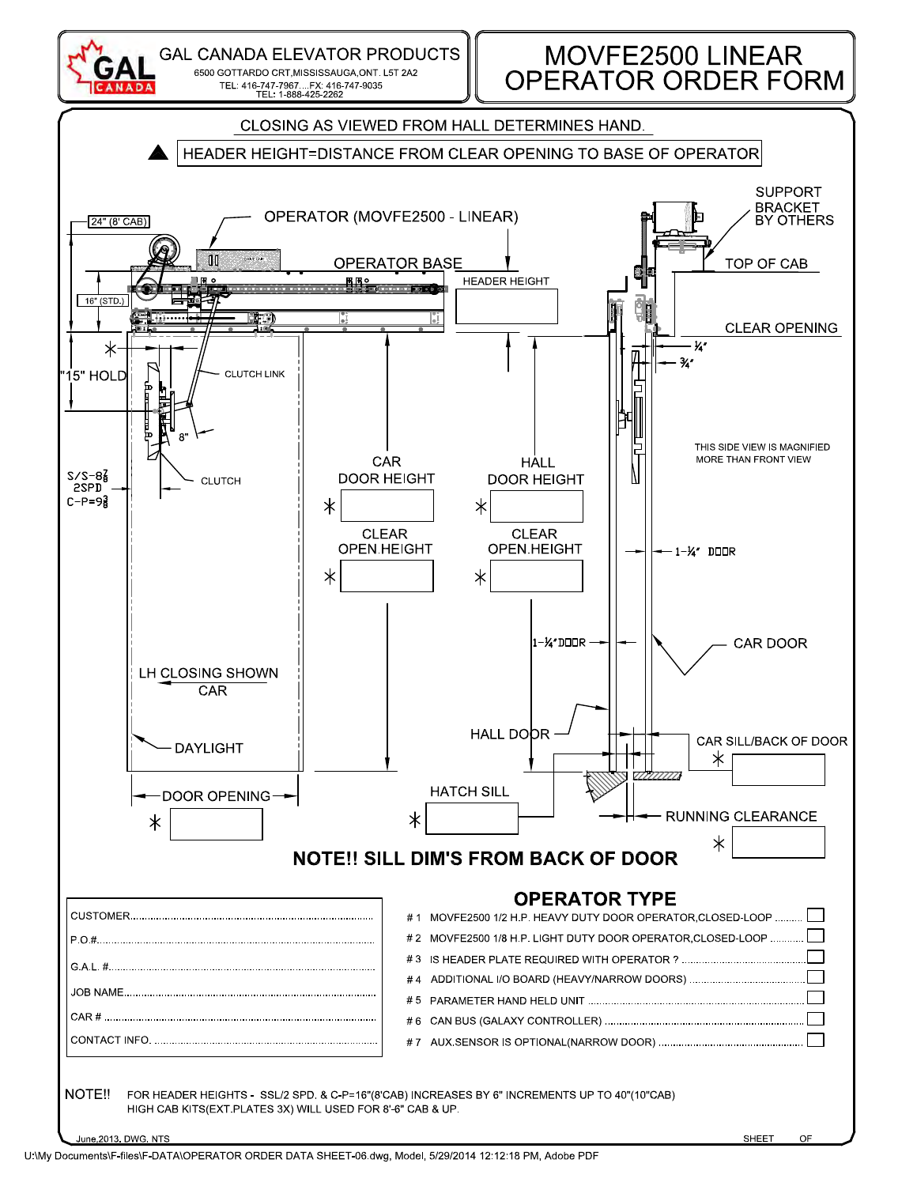# GAL CANADA ELEVATOR PRODUCTS

6500 GOTTARDO CRT, MISSISSAUGA, ONT. L5T 2A2
TEL: 416-747-7967....FX: 416-747-9035
TEL: 1-888-425-2262

# MOVFE2500 LINEAR OPERATOR ORDER FORM

CLOSING AS VIEWED FROM HALL DETERMINES HAND.

▲ HEADER HEIGHT=DISTANCE FROM CLEAR OPENING TO BASE OF OPERATOR

24" (8' CAB)
OPERATOR (MOVFE2500 - LINEAR)
OPERATOR BASE
HEADER HEIGHT
SUPPORT BRACKET BY OTHERS
TOP OF CAB
CLEAR OPENING
16" (STD.)
"15" HOLD
CLUTCH LINK
8"
S/S-8 7/8
2SPD
C-P=9 3/8
CLUTCH
1/4"
3/4"
THIS SIDE VIEW IS MAGNIFIED MORE THAN FRONT VIEW

CAR DOOR HEIGHT *
HALL DOOR HEIGHT *
CLEAR OPEN.HEIGHT *
CLEAR OPEN.HEIGHT *

1-1/4" DOOR
1-1/4" DOOR
CAR DOOR
LH CLOSING SHOWN
CAR
HALL DOOR
DAYLIGHT
CAR SILL/BACK OF DOOR *
HATCH SILL *
DOOR OPENING *
RUNNING CLEARANCE *

**NOTE!! SILL DIM'S FROM BACK OF DOOR**

| | |
|---|---|
| CUSTOMER | |
| P.O.# | |
| G.A.L. # | |
| JOB NAME | |
| CAR # | |
| CONTACT INFO. | |

## OPERATOR TYPE

- #1 MOVFE2500 1/2 H.P. HEAVY DUTY DOOR OPERATOR,CLOSED-LOOP ☐
- #2 MOVFE2500 1/8 H.P. LIGHT DUTY DOOR OPERATOR,CLOSED-LOOP ☐
- #3 IS HEADER PLATE REQUIRED WITH OPERATOR ? ☐
- #4 ADDITIONAL I/O BOARD (HEAVY/NARROW DOORS) ☐
- #5 PARAMETER HAND HELD UNIT ☐
- #6 CAN BUS (GALAXY CONTROLLER) ☐
- #7 AUX.SENSOR IS OPTIONAL(NARROW DOOR) ☐

NOTE!! FOR HEADER HEIGHTS - SSL/2 SPD. & C-P=16"(8'CAB) INCREASES BY 6" INCREMENTS UP TO 40"(10"CAB)
HIGH CAB KITS(EXT.PLATES 3X) WILL USED FOR 8'-6" CAB & UP.

June,2013. DWG. NTS SHEET OF

U:\My Documents\F-files\F-DATA\OPERATOR ORDER DATA SHEET-06.dwg, Model, 5/29/2014 12:12:18 PM, Adobe PDF